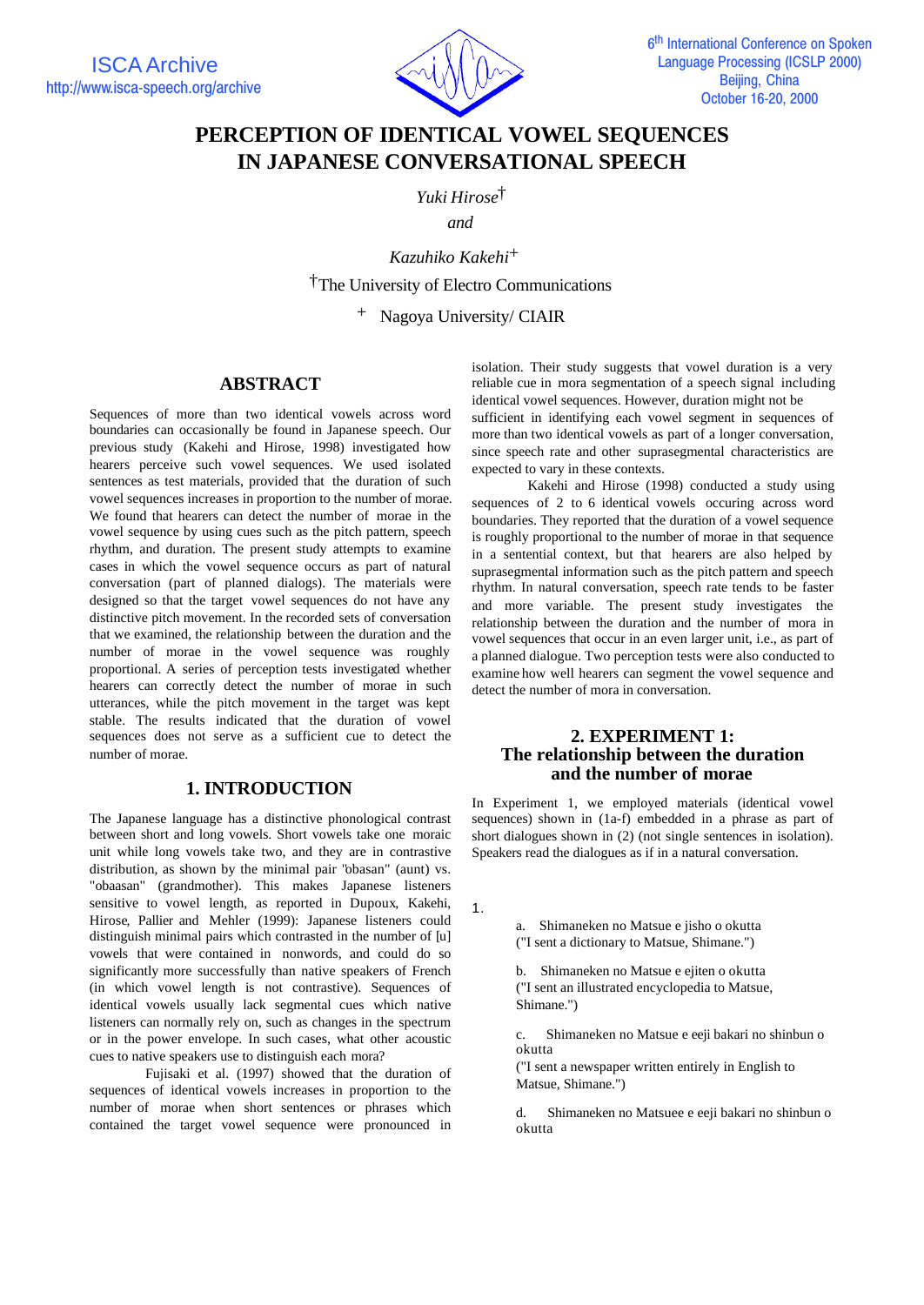# PERCEPTION OF IDENTICAL VOWEL SEQUENCES IN JAPANESE CONVERSATIONAL SPEECH

*Yuki Hirose*[†]

*and*

*Kazuhiko Kakehi*[+]

[†]The University of Electro Communications

[+] Nagoya University/ CIAIR

## ABSTRACT

Sequences of more than two identical vowels across word boundaries can occasionally be found in Japanese speech. Our previous study (Kakehi and Hirose, 1998) investigated how hearers perceive such vowel sequences. We used isolated sentences as test materials, provided that the duration of such vowel sequences increases in proportion to the number of morae. We found that hearers can detect the number of morae in the vowel sequence by using cues such as the pitch pattern, speech rhythm, and duration. The present study attempts to examine cases in which the vowel sequence occurs as part of natural conversation (part of planned dialogs). The materials were designed so that the target vowel sequences do not have any distinctive pitch movement. In the recorded sets of conversation that we examined, the relationship between the duration and the number of morae in the vowel sequence was roughly proportional. A series of perception tests investigated whether hearers can correctly detect the number of morae in such utterances, while the pitch movement in the target was kept stable. The results indicated that the duration of vowel sequences does not serve as a sufficient cue to detect the number of morae.

## 1. INTRODUCTION

The Japanese language has a distinctive phonological contrast between short and long vowels. Short vowels take one moraic unit while long vowels take two, and they are in contrastive distribution, as shown by the minimal pair "obasan" (aunt) vs. "obaasan" (grandmother). This makes Japanese listeners sensitive to vowel length, as reported in Dupoux, Kakehi, Hirose, Pallier and Mehler (1999): Japanese listeners could distinguish minimal pairs which contrasted in the number of [u] vowels that were contained in nonwords, and could do so significantly more successfully than native speakers of French (in which vowel length is not contrastive). Sequences of identical vowels usually lack segmental cues which native listeners can normally rely on, such as changes in the spectrum or in the power envelope. In such cases, what other acoustic cues to native speakers use to distinguish each mora?

Fujisaki et al. (1997) showed that the duration of sequences of identical vowels increases in proportion to the number of morae when short sentences or phrases which contained the target vowel sequence were pronounced in isolation. Their study suggests that vowel duration is a very reliable cue in mora segmentation of a speech signal including identical vowel sequences. However, duration might not be sufficient in identifying each vowel segment in sequences of more than two identical vowels as part of a longer conversation, since speech rate and other suprasegmental characteristics are expected to vary in these contexts.

Kakehi and Hirose (1998) conducted a study using sequences of 2 to 6 identical vowels occuring across word boundaries. They reported that the duration of a vowel sequence is roughly proportional to the number of morae in that sequence in a sentential context, but that hearers are also helped by suprasegmental information such as the pitch pattern and speech rhythm. In natural conversation, speech rate tends to be faster and more variable. The present study investigates the relationship between the duration and the number of mora in vowel sequences that occur in an even larger unit, i.e., as part of a planned dialogue. Two perception tests were also conducted to examine how well hearers can segment the vowel sequence and detect the number of mora in conversation.

## 2. EXPERIMENT 1: The relationship between the duration and the number of morae

In Experiment 1, we employed materials (identical vowel sequences) shown in (1a-f) embedded in a phrase as part of short dialogues shown in (2) (not single sentences in isolation). Speakers read the dialogues as if in a natural conversation.

1.

a. Shimaneken no Matsue e jisho o okutta
("I sent a dictionary to Matsue, Shimane.")

b. Shimaneken no Matsue e ejiten o okutta
("I sent an illustrated encyclopedia to Matsue, Shimane.")

c. Shimaneken no Matsue e eeji bakari no shinbun o okutta
("I sent a newspaper written entirely in English to Matsue, Shimane.")

d. Shimaneken no Matsuee e eeji bakari no shinbun o okutta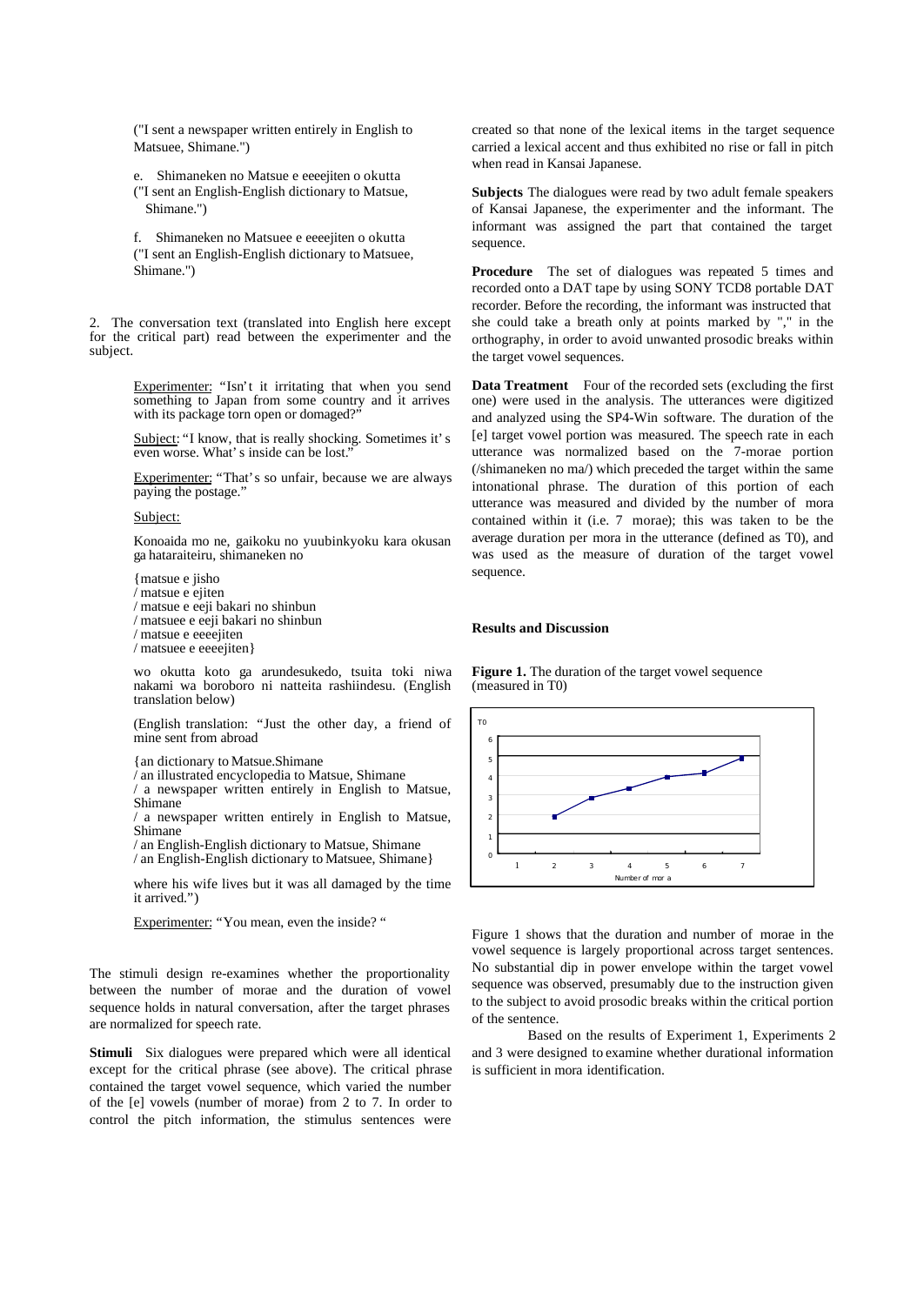("I sent a newspaper written entirely in English to Matsuee, Shimane.")

e. Shimaneken no Matsue e eeeejiten o okutta
("I sent an English-English dictionary to Matsue, Shimane.")

f. Shimaneken no Matsuee e eeeejiten o okutta
("I sent an English-English dictionary to Matsuee, Shimane.")

2. The conversation text (translated into English here except for the critical part) read between the experimenter and the subject.

> Experimenter: "Isn't it irritating that when you send something to Japan from some country and it arrives with its package torn open or domaged?"
>
> Subject: "I know, that is really shocking. Sometimes it's even worse. What's inside can be lost."
>
> Experimenter: "That's so unfair, because we are always paying the postage."
>
> Subject:
>
> Konoaida mo ne, gaikoku no yuubinkyoku kara okusan ga hataraiteiru, shimaneken no
>
> {matsue e jisho
> / matsue e ejiten
> / matsue e eeji bakari no shinbun
> / matsuee e eeji bakari no shinbun
> / matsue e eeeejiten
> / matsuee e eeeejiten}
>
> wo okutta koto ga arundesukedo, tsuita toki niwa nakami wa boroboro ni natteita rashiindesu. (English translation below)
>
> (English translation: "Just the other day, a friend of mine sent from abroad
>
> {an dictionary to Matsue.Shimane
> / an illustrated encyclopedia to Matsue, Shimane
> / a newspaper written entirely in English to Matsue, Shimane
> / a newspaper written entirely in English to Matsue, Shimane
> / an English-English dictionary to Matsue, Shimane
> / an English-English dictionary to Matsuee, Shimane}
>
> where his wife lives but it was all damaged by the time it arrived.")
>
> Experimenter: "You mean, even the inside? "

The stimuli design re-examines whether the proportionality between the number of morae and the duration of vowel sequence holds in natural conversation, after the target phrases are normalized for speech rate.

**Stimuli** Six dialogues were prepared which were all identical except for the critical phrase (see above). The critical phrase contained the target vowel sequence, which varied the number of the [e] vowels (number of morae) from 2 to 7. In order to control the pitch information, the stimulus sentences were created so that none of the lexical items in the target sequence carried a lexical accent and thus exhibited no rise or fall in pitch when read in Kansai Japanese.

**Subjects** The dialogues were read by two adult female speakers of Kansai Japanese, the experimenter and the informant. The informant was assigned the part that contained the target sequence.

**Procedure** The set of dialogues was repeated 5 times and recorded onto a DAT tape by using SONY TCD8 portable DAT recorder. Before the recording, the informant was instructed that she could take a breath only at points marked by "," in the orthography, in order to avoid unwanted prosodic breaks within the target vowel sequences.

**Data Treatment** Four of the recorded sets (excluding the first one) were used in the analysis. The utterances were digitized and analyzed using the SP4-Win software. The duration of the [e] target vowel portion was measured. The speech rate in each utterance was normalized based on the 7-morae portion (/shimaneken no ma/) which preceded the target within the same intonational phrase. The duration of this portion of each utterance was measured and divided by the number of mora contained within it (i.e. 7 morae); this was taken to be the average duration per mora in the utterance (defined as T0), and was used as the measure of duration of the target vowel sequence.

## Results and Discussion

**Figure 1.** The duration of the target vowel sequence (measured in T0)

Figure 1 shows that the duration and number of morae in the vowel sequence is largely proportional across target sentences. No substantial dip in power envelope within the target vowel sequence was observed, presumably due to the instruction given to the subject to avoid prosodic breaks within the critical portion of the sentence.

Based on the results of Experiment 1, Experiments 2 and 3 were designed to examine whether durational information is sufficient in mora identification.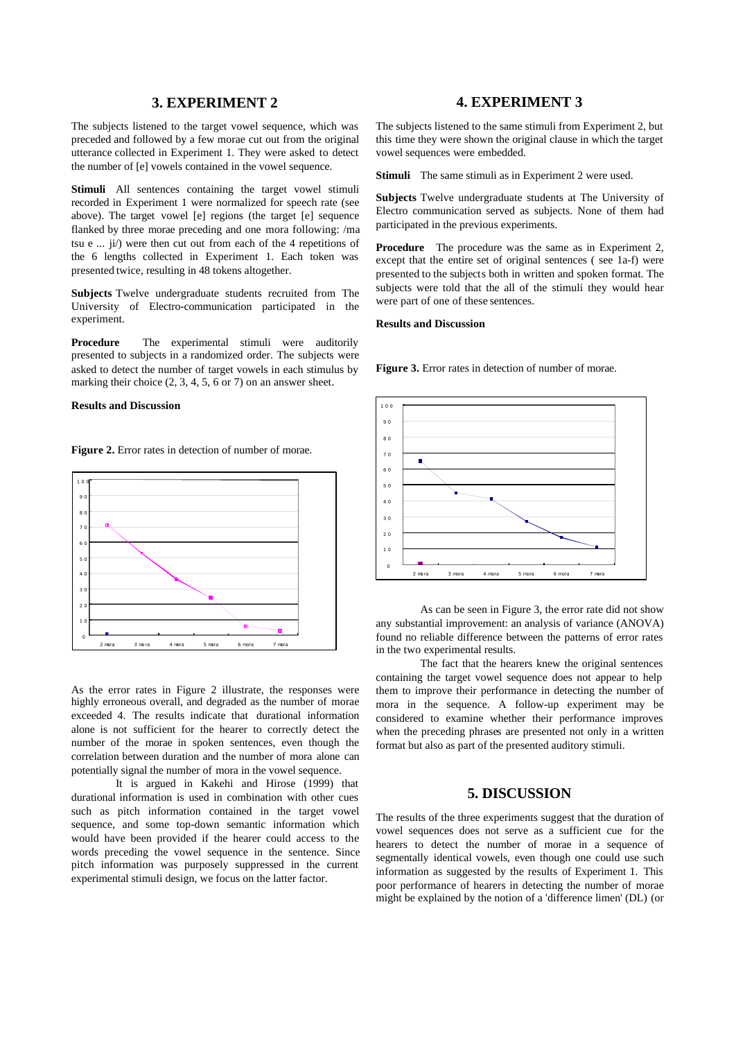## 3. EXPERIMENT 2

The subjects listened to the target vowel sequence, which was preceded and followed by a few morae cut out from the original utterance collected in Experiment 1. They were asked to detect the number of [e] vowels contained in the vowel sequence.

**Stimuli** All sentences containing the target vowel stimuli recorded in Experiment 1 were normalized for speech rate (see above). The target vowel [e] regions (the target [e] sequence flanked by three morae preceding and one mora following: /ma tsu e ... ji/) were then cut out from each of the 4 repetitions of the 6 lengths collected in Experiment 1. Each token was presented twice, resulting in 48 tokens altogether.

**Subjects** Twelve undergraduate students recruited from The University of Electro-communication participated in the experiment.

**Procedure** The experimental stimuli were auditorily presented to subjects in a randomized order. The subjects were asked to detect the number of target vowels in each stimulus by marking their choice (2, 3, 4, 5, 6 or 7) on an answer sheet.

**Results and Discussion**

**Figure 2.** Error rates in detection of number of morae.

As the error rates in Figure 2 illustrate, the responses were highly erroneous overall, and degraded as the number of morae exceeded 4. The results indicate that durational information alone is not sufficient for the hearer to correctly detect the number of the morae in spoken sentences, even though the correlation between duration and the number of mora alone can potentially signal the number of mora in the vowel sequence.

It is argued in Kakehi and Hirose (1999) that durational information is used in combination with other cues such as pitch information contained in the target vowel sequence, and some top-down semantic information which would have been provided if the hearer could access to the words preceding the vowel sequence in the sentence. Since pitch information was purposely suppressed in the current experimental stimuli design, we focus on the latter factor.

## 4. EXPERIMENT 3

The subjects listened to the same stimuli from Experiment 2, but this time they were shown the original clause in which the target vowel sequences were embedded.

**Stimuli** The same stimuli as in Experiment 2 were used.

**Subjects** Twelve undergraduate students at The University of Electro communication served as subjects. None of them had participated in the previous experiments.

**Procedure** The procedure was the same as in Experiment 2, except that the entire set of original sentences ( see 1a-f) were presented to the subjects both in written and spoken format. The subjects were told that the all of the stimuli they would hear were part of one of these sentences.

**Results and Discussion**

**Figure 3.** Error rates in detection of number of morae.

As can be seen in Figure 3, the error rate did not show any substantial improvement: an analysis of variance (ANOVA) found no reliable difference between the patterns of error rates in the two experimental results.

The fact that the hearers knew the original sentences containing the target vowel sequence does not appear to help them to improve their performance in detecting the number of mora in the sequence. A follow-up experiment may be considered to examine whether their performance improves when the preceding phrases are presented not only in a written format but also as part of the presented auditory stimuli.

## 5. DISCUSSION

The results of the three experiments suggest that the duration of vowel sequences does not serve as a sufficient cue for the hearers to detect the number of morae in a sequence of segmentally identical vowels, even though one could use such information as suggested by the results of Experiment 1. This poor performance of hearers in detecting the number of morae might be explained by the notion of a 'difference limen' (DL) (or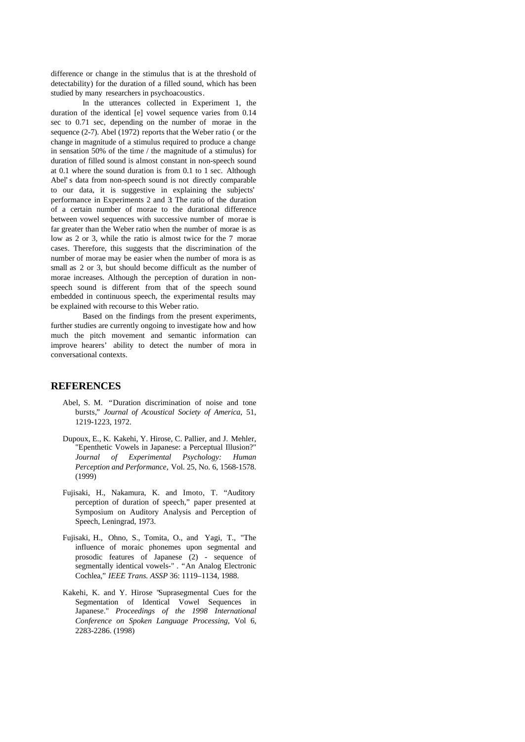difference or change in the stimulus that is at the threshold of detectability) for the duration of a filled sound, which has been studied by many researchers in psychoacoustics.

In the utterances collected in Experiment 1, the duration of the identical [e] vowel sequence varies from 0.14 sec to 0.71 sec, depending on the number of morae in the sequence (2-7). Abel (1972) reports that the Weber ratio ( or the change in magnitude of a stimulus required to produce a change in sensation 50% of the time / the magnitude of a stimulus) for duration of filled sound is almost constant in non-speech sound at 0.1 where the sound duration is from 0.1 to 1 sec. Although Abel's data from non-speech sound is not directly comparable to our data, it is suggestive in explaining the subjects' performance in Experiments 2 and 3: The ratio of the duration of a certain number of morae to the durational difference between vowel sequences with successive number of morae is far greater than the Weber ratio when the number of morae is as low as 2 or 3, while the ratio is almost twice for the 7 morae cases. Therefore, this suggests that the discrimination of the number of morae may be easier when the number of mora is as small as 2 or 3, but should become difficult as the number of morae increases. Although the perception of duration in non-speech sound is different from that of the speech sound embedded in continuous speech, the experimental results may be explained with recourse to this Weber ratio.

Based on the findings from the present experiments, further studies are currently ongoing to investigate how and how much the pitch movement and semantic information can improve hearers' ability to detect the number of mora in conversational contexts.

## REFERENCES

Abel, S. M. "Duration discrimination of noise and tone bursts," *Journal of Acoustical Society of America*, 51, 1219-1223, 1972.

Dupoux, E., K. Kakehi, Y. Hirose, C. Pallier, and J. Mehler, "Epenthetic Vowels in Japanese: a Perceptual Illusion?" *Journal of Experimental Psychology: Human Perception and Performance,* Vol. 25, No. 6, 1568-1578. (1999)

Fujisaki, H., Nakamura, K. and Imoto, T. "Auditory perception of duration of speech," paper presented at Symposium on Auditory Analysis and Perception of Speech, Leningrad, 1973.

Fujisaki, H., Ohno, S., Tomita, O., and Yagi, T., "The influence of moraic phonemes upon segmental and prosodic features of Japanese (2) - sequence of segmentally identical vowels-" . "An Analog Electronic Cochlea," *IEEE Trans. ASSP* 36: 1119–1134, 1988.

Kakehi, K. and Y. Hirose "Suprasegmental Cues for the Segmentation of Identical Vowel Sequences in Japanese." *Proceedings of the 1998 International Conference on Spoken Language Processing*, Vol 6, 2283-2286. (1998)